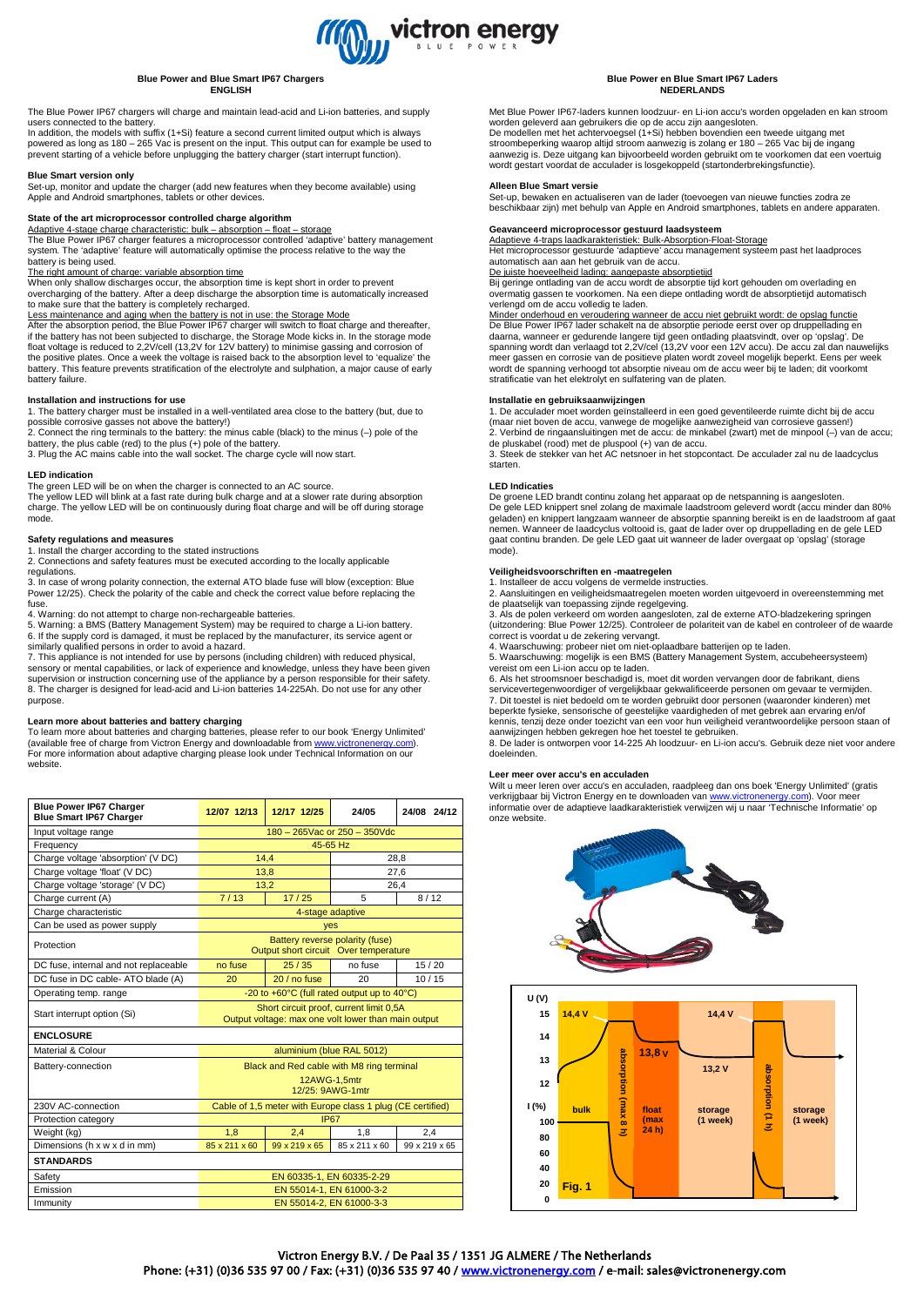# Blue Power and Blue Smart IP67 Chargers
## ENGLISH

The Blue Power IP67 chargers will charge and maintain lead-acid and Li-ion batteries, and supply users connected to the battery.
In addition, the models with suffix (1+Si) feature a second current limited output which is always powered as long as 180 – 265 Vac is present on the input. This output can for example be used to prevent starting of a vehicle before unplugging the battery charger (start interrupt function).

### Blue Smart version only
Set-up, monitor and update the charger (add new features when they become available) using Apple and Android smartphones, tablets or other devices.

### State of the art microprocessor controlled charge algorithm
Adaptive 4-stage charge characteristic: bulk – absorption – float – storage
The Blue Power IP67 charger features a microprocessor controlled 'adaptive' battery management system. The 'adaptive' feature will automatically optimise the process relative to the way the battery is being used.
The right amount of charge: variable absorption time
When only shallow discharges occur, the absorption time is kept short in order to prevent overcharging of the battery. After a deep discharge the absorption time is automatically increased to make sure that the battery is completely recharged.
Less maintenance and aging when the battery is not in use: the Storage Mode
After the absorption period, the Blue Power IP67 charger will switch to float charge and thereafter, if the battery has not been subjected to discharge, the Storage Mode kicks in. In the storage mode float voltage is reduced to 2,2V/cell (13,2V for 12V battery) to minimise gassing and corrosion of the positive plates. Once a week the voltage is raised back to the absorption level to 'equalize' the battery. This feature prevents stratification of the electrolyte and sulphation, a major cause of early battery failure.

### Installation and instructions for use
1. The battery charger must be installed in a well-ventilated area close to the battery (but, due to possible corrosive gasses not above the battery!)
2. Connect the ring terminals to the battery: the minus cable (black) to the minus (–) pole of the battery, the plus cable (red) to the plus (+) pole of the battery.
3. Plug the AC mains cable into the wall socket. The charge cycle will now start.

### LED indication
The green LED will be on when the charger is connected to an AC source.
The yellow LED will blink at a fast rate during bulk charge and at a slower rate during absorption charge. The yellow LED will be on continuously during float charge and will be off during storage mode.

### Safety regulations and measures
1. Install the charger according to the stated instructions
2. Connections and safety features must be executed according to the locally applicable regulations.
3. In case of wrong polarity connection, the external ATO blade fuse will blow (exception: Blue Power 12/25). Check the polarity of the cable and check the correct value before replacing the fuse.
4. Warning: do not attempt to charge non-rechargeable batteries.
5. Warning: a BMS (Battery Management System) may be required to charge a Li-ion battery.
6. If the supply cord is damaged, it must be replaced by the manufacturer, its service agent or similarly qualified persons in order to avoid a hazard.
7. This appliance is not intended for use by persons (including children) with reduced physical, sensory or mental capabilities, or lack of experience and knowledge, unless they have been given supervision or instruction concerning use of the appliance by a person responsible for their safety.
8. The charger is designed for lead-acid and Li-ion batteries 14-225Ah. Do not use for any other purpose.

### Learn more about batteries and battery charging
To learn more about batteries and charging batteries, please refer to our book 'Energy Unlimited' (available free of charge from Victron Energy and downloadable from www.victronenergy.com). For more information about adaptive charging please look under Technical Information on our website.

| Blue Power IP67 Charger<br>Blue Smart IP67 Charger | 12/07 12/13 | 12/17 12/25 | 24/05 | 24/08 24/12 |
|---|---|---|---|---|
| Input voltage range | 180 – 265Vac or 250 – 350Vdc | | | |
| Frequency | 45-65 Hz | | | |
| Charge voltage 'absorption' (V DC) | 14,4 | | 28,8 | |
| Charge voltage 'float' (V DC) | 13,8 | | 27,6 | |
| Charge voltage 'storage' (V DC) | 13,2 | | 26,4 | |
| Charge current (A) | 7 / 13 | 17 / 25 | 5 | 8 / 12 |
| Charge characteristic | 4-stage adaptive | | | |
| Can be used as power supply | yes | | | |
| Protection | Battery reverse polarity (fuse)<br>Output short circuit Over temperature | | | |
| DC fuse, internal and not replaceable | no fuse | 25 / 35 | no fuse | 15 / 20 |
| DC fuse in DC cable- ATO blade (A) | 20 | 20 / no fuse | 20 | 10 / 15 |
| Operating temp. range | -20 to +60°C (full rated output up to 40°C) | | | |
| Start interrupt option (Si) | Short circuit proof, current limit 0,5A<br>Output voltage: max one volt lower than main output | | | |
| **ENCLOSURE** | | | | |
| Material & Colour | aluminium (blue RAL 5012) | | | |
| Battery-connection | Black and Red cable with M8 ring terminal<br>12AWG-1,5mtr<br>12/25: 9AWG-1mtr | | | |
| 230V AC-connection | Cable of 1,5 meter with Europe class 1 plug (CE certified) | | | |
| Protection category | IP67 | | | |
| Weight (kg) | 1,8 | 2,4 | 1,8 | 2,4 |
| Dimensions (h x w x d in mm) | 85 x 211 x 60 | 99 x 219 x 65 | 85 x 211 x 60 | 99 x 219 x 65 |
| **STANDARDS** | | | | |
| Safety | EN 60335-1, EN 60335-2-29 | | | |
| Emission | EN 55014-1, EN 61000-3-2 | | | |
| Immunity | EN 55014-2, EN 61000-3-3 | | | |

# Blue Power en Blue Smart IP67 Laders
## NEDERLANDS

Met Blue Power IP67-laders kunnen loodzuur- en Li-ion accu's worden opgeladen en kan stroom worden geleverd aan gebruikers die op de accu zijn aangesloten.
De modellen met het achtervoegsel (1+Si) hebben bovendien een tweede uitgang met stroombeperking waarop altijd stroom aanwezig is zolang er 180 – 265 Vac bij de ingang aanwezig is. Deze uitgang kan bijvoorbeeld worden gebruikt om te voorkomen dat een voertuig wordt gestart voordat de acculader is losgekoppeld (startonderbrekingsfunctie).

### Alleen Blue Smart versie
Set-up, bewaken en actualiseren van de lader (toevoegen van nieuwe functies zodra ze beschikbaar zijn) met behulp van Apple en Android smartphones, tablets en andere apparaten.

### Geavanceerd microprocessor gestuurd laadsysteem
Adaptieve 4-traps laadkarakteristiek: Bulk-Absorption-Float-Storage
Het microprocessor gestuurde 'adaptieve' accu management systeem past het laadproces automatisch aan aan het gebruik van de accu.
De juiste hoeveelheid lading: aangepaste absorptietijd
Bij geringe ontlading van de accu wordt de absorptie tijd kort gehouden om overlading en overmatig gassen te voorkomen. Na een diepe ontlading wordt de absorptietijd automatisch verlengd om de accu volledig te laden.
Minder onderhoud en veroudering wanneer de accu niet gebruikt wordt: de opslag functie
De Blue Power IP67 lader schakelt na de absorptie periode eerst over op druppellading en daarna, wanneer er gedurende langere tijd geen ontlading plaatsvindt, over op 'opslag'. De spanning wordt dan verlaagd tot 2,2V/cel (13,2V voor een 12V accu). De accu zal dan nauwelijks meer gassen en corrosie van de positieve platen wordt zoveel mogelijk beperkt. Eens per week wordt de spanning verhoogd tot absorptie niveau om de accu weer bij te laden; dit voorkomt stratificatie van het elektrolyt en sulfatering van de platen.

### Installatie en gebruiksaanwijzingen
1. De acculader moet worden geïnstalleerd in een goed geventileerde ruimte dicht bij de accu (maar niet boven de accu, vanwege de mogelijke aanwezigheid van corrosieve gassen!)
2. Verbind de ringaansluitingen met de accu: de minkabel (zwart) met de minpool (–) van de accu; de pluskabel (rood) met de pluspool (+) van de accu.
3. Steek de stekker van het AC netsnoer in het stopcontact. De acculader zal nu de laadcyclus starten.

### LED Indicaties
De groene LED brandt continu zolang het apparaat op de netspanning is aangesloten.
De gele LED knippert snel zolang de maximale laadstroom geleverd wordt (accu minder dan 80% geladen) en knippert langzaam wanneer de absorptie spanning bereikt is en de laadstroom af gaat nemen. Wanneer de laadcyclus voltooid is, gaat de lader over op druppellading en de gele LED gaat continu branden. De gele LED gaat uit wanneer de lader overgaat op 'opslag' (storage mode).

### Veiligheidsvoorschriften en -maatregelen
1. Installeer de accu volgens de vermelde instructies.
2. Aansluitingen en veiligheidsmaatregelen moeten worden uitgevoerd in overeenstemming met de plaatselijk van toepassing zijnde regelgeving.
3. Als de polen verkeerd om worden aangesloten, zal de externe ATO-bladzekering springen (uitzondering: Blue Power 12/25). Controleer de polariteit van de kabel en controleer of de waarde correct is voordat u de zekering vervangt.
4. Waarschuwing: probeer niet om niet-oplaadbare batterijen op te laden.
5. Waarschuwing: mogelijk is een BMS (Battery Management System, accubeheersysteem) vereist om een Li-ion accu op te laden.
6. Als het stroomsnoer beschadigd is, moet dit worden vervangen door de fabrikant, diens servicevertegenwoordiger of vergelijkbaar gekwalificeerde personen om gevaar te vermijden.
7. Dit toestel is niet bedoeld om te worden gebruikt door personen (waaronder kinderen) met beperkte fysieke, sensorische of geestelijke vaardigheden of met gebrek aan ervaring en/of kennis, tenzij deze onder toezicht van een voor hun veiligheid verantwoordelijke persoon staan of aanwijzingen hebben gekregen hoe het toestel te gebruiken.
8. De lader is ontworpen voor 14-225 Ah loodzuur- en Li-ion accu's. Gebruik deze niet voor andere doeleinden.

### Leer meer over accu's en acculaden
Wilt u meer leren over accu's en acculaden, raadpleeg dan ons boek 'Energy Unlimited' (gratis verkrijgbaar bij Victron Energy en te downloaden van www.victronenergy.com). Voor meer informatie over de adaptieve laadkarakteristiek verwijzen wij u naar 'Technische Informatie' op onze website.

Fig. 1

Victron Energy B.V. / De Paal 35 / 1351 JG ALMERE / The Netherlands
Phone: (+31) (0)36 535 97 00 / Fax: (+31) (0)36 535 97 40 / www.victronenergy.com / e-mail: sales@victronenergy.com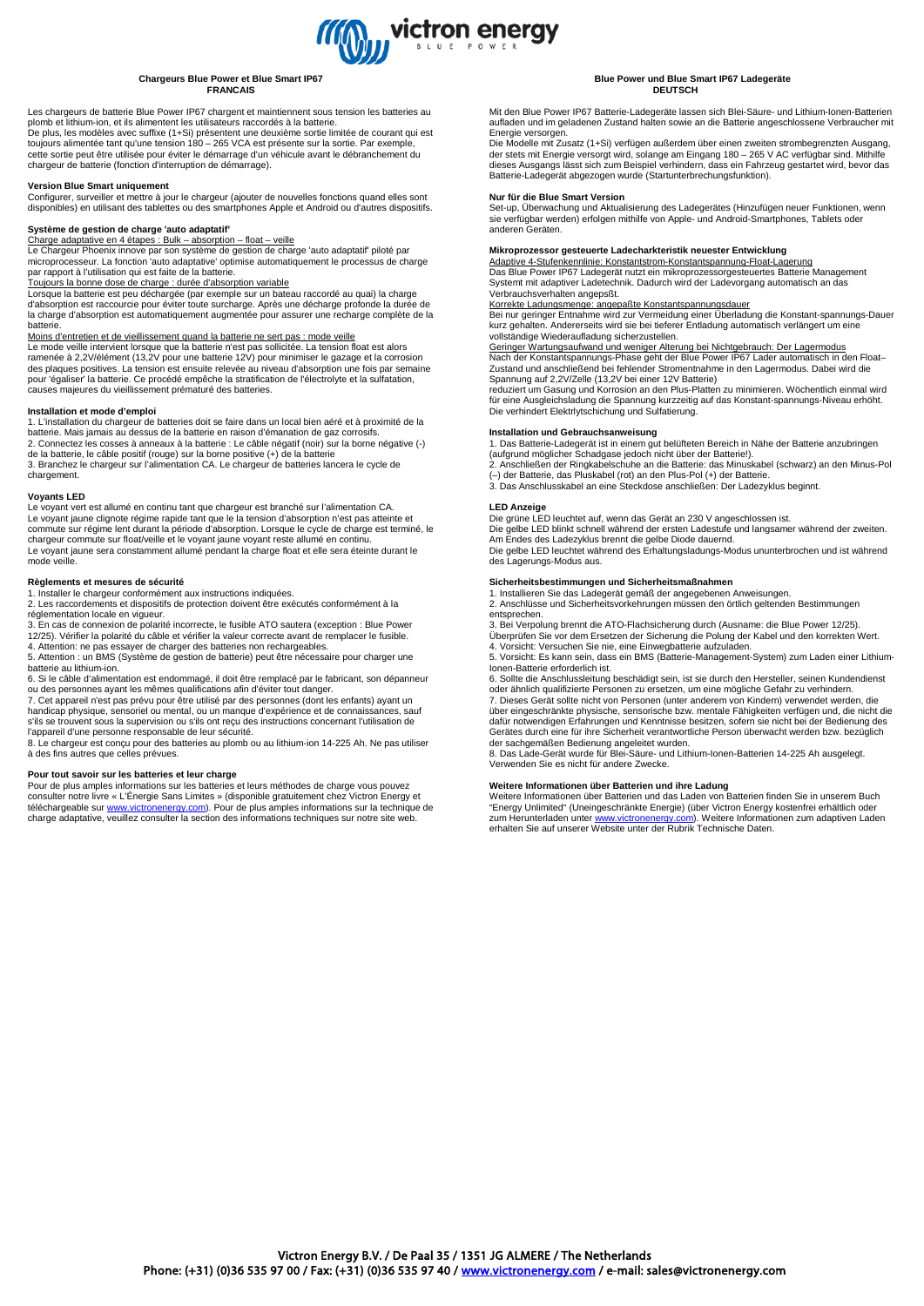## Chargeurs Blue Power et Blue Smart IP67
**FRANCAIS**

Les chargeurs de batterie Blue Power IP67 chargent et maintiennent sous tension les batteries au plomb et lithium-ion, et ils alimentent les utilisateurs raccordés à la batterie.
De plus, les modèles avec suffixe (1+Si) présentent une deuxième sortie limitée de courant qui est toujours alimentée tant qu'une tension 180 – 265 VCA est présente sur la sortie. Par exemple, cette sortie peut être utilisée pour éviter le démarrage d'un véhicule avant le débranchement du chargeur de batterie (fonction d'interruption de démarrage).

### Version Blue Smart uniquement

Configurer, surveiller et mettre à jour le chargeur (ajouter de nouvelles fonctions quand elles sont disponibles) en utilisant des tablettes ou des smartphones Apple et Android ou d'autres dispositifs.

### Système de gestion de charge 'auto adaptatif'

Charge adaptative en 4 étapes : Bulk – absorption – float – veille
Le Chargeur Phoenix innove par son système de gestion de charge 'auto adaptatif' piloté par microprocesseur. La fonction 'auto adaptative' optimise automatiquement le processus de charge par rapport à l'utilisation qui est faite de la batterie.
Toujours la bonne dose de charge : durée d'absorption variable
Lorsque la batterie est peu déchargée (par exemple sur un bateau raccordé au quai) la charge d'absorption est raccourcie pour éviter toute surcharge. Après une décharge profonde la durée de la charge d'absorption est automatiquement augmentée pour assurer une recharge complète de la batterie.
Moins d'entretien et de vieillissement quand la batterie ne sert pas : mode veille
Le mode veille intervient lorsque que la batterie n'est pas sollicitée. La tension float est alors ramenée à 2,2V/élément (13,2V pour une batterie 12V) pour minimiser le gazage et la corrosion des plaques positives. La tension est ensuite relevée au niveau d'absorption une fois par semaine pour 'égaliser' la batterie. Ce procédé empêche la stratification de l'électrolyte et la sulfatation, causes majeures du vieillissement prématuré des batteries.

### Installation et mode d'emploi

1. L'installation du chargeur de batteries doit se faire dans un local bien aéré et à proximité de la batterie. Mais jamais au dessus de la batterie en raison d'émanation de gaz corrosifs.
2. Connectez les cosses à anneaux à la batterie : Le câble négatif (noir) sur la borne négative (-) de la batterie, le câble positif (rouge) sur la borne positive (+) de la batterie
3. Branchez le chargeur sur l'alimentation CA. Le chargeur de batteries lancera le cycle de chargement.

### Voyants LED

Le voyant vert est allumé en continu tant que chargeur est branché sur l'alimentation CA.
Le voyant jaune clignote régime rapide tant que le la tension d'absorption n'est pas atteinte et commute sur régime lent durant la période d'absorption. Lorsque le cycle de charge est terminé, le chargeur commute sur float/veille et le voyant jaune voyant reste allumé en continu.
Le voyant jaune sera constamment allumé pendant la charge float et elle sera éteinte durant le mode veille.

### Règlements et mesures de sécurité

1. Installer le chargeur conformément aux instructions indiquées.
2. Les raccordements et dispositifs de protection doivent être exécutés conformément à la réglementation locale en vigueur.
3. En cas de connexion de polarité incorrecte, le fusible ATO sautera (exception : Blue Power 12/25). Vérifier la polarité du câble et vérifier la valeur correcte avant de remplacer le fusible.
4. Attention: ne pas essayer de charger des batteries non rechargeables.
5. Attention : un BMS (Système de gestion de batterie) peut être nécessaire pour charger une batterie au lithium-ion.
6. Si le câble d'alimentation est endommagé, il doit être remplacé par le fabricant, son dépanneur ou des personnes ayant les mêmes qualifications afin d'éviter tout danger.
7. Cet appareil n'est pas prévu pour être utilisé par des personnes (dont les enfants) ayant un handicap physique, sensoriel ou mental, ou un manque d'expérience et de connaissances, sauf s'ils se trouvent sous la supervision ou s'ils ont reçu des instructions concernant l'utilisation de l'appareil d'une personne responsable de leur sécurité.
8. Le chargeur est conçu pour des batteries au plomb ou au lithium-ion 14-225 Ah. Ne pas utiliser à des fins autres que celles prévues.

### Pour tout savoir sur les batteries et leur charge

Pour de plus amples informations sur les batteries et leurs méthodes de charge vous pouvez consulter notre livre « L'Énergie Sans Limites » (disponible gratuitement chez Victron Energy et téléchargeable sur www.victronenergy.com). Pour de plus amples informations sur la technique de charge adaptative, veuillez consulter la section des informations techniques sur notre site web.

## Blue Power und Blue Smart IP67 Ladegeräte
**DEUTSCH**

Mit den Blue Power IP67 Batterie-Ladegeräte lassen sich Blei-Säure- und Lithium-Ionen-Batterien aufladen und im geladenen Zustand halten sowie an die Batterie angeschlossene Verbraucher mit Energie versorgen.
Die Modelle mit Zusatz (1+Si) verfügen außerdem über einen zweiten strombegrenzten Ausgang, der stets mit Energie versorgt wird, solange am Eingang 180 – 265 V AC verfügbar sind. Mithilfe dieses Ausgangs lässt sich zum Beispiel verhindern, dass ein Fahrzeug gestartet wird, bevor das Batterie-Ladegerät abgezogen wurde (Startunterbrechungsfunktion).

### Nur für die Blue Smart Version

Set-up, Überwachung und Aktualisierung des Ladegerätes (Hinzufügen neuer Funktionen, wenn sie verfügbar werden) erfolgen mithilfe von Apple- und Android-Smartphones, Tablets oder anderen Geräten.

### Mikroprozessor gesteuerte Ladecharkteristik neuester Entwicklung

Adaptive 4-Stufenkennlinie: Konstantstrom-Konstantspannung-Float-Lagerung
Das Blue Power IP67 Ladegerät nutzt ein mikroprozessorsgesteuertes Batterie Management Systemt mit adaptiver Ladetechnik. Dadurch wird der Ladevorgang automatisch an das Verbrauchsverhalten angepaßt.
Korrekte Ladungsmenge: angepaßte Konstantspannungsdauer
Bei nur geringer Entnahme wird zur Vermeidung einer Überladung die Konstant-spannungs-Dauer kurz gehalten. Andererseits wird sie bei tieferer Entladung automatisch verlängert um eine vollständige Wiederaufladung sicherzustellen.
Geringer Wartungsaufwand und weniger Alterung bei Nichtgebrauch: Der Lagermodus
Nach der Konstantspannungs-Phase geht der Blue Power IP67 Lader automatisch in den Float–Zustand und anschließend bei fehlender Stromentnahme in den Lagermodus. Dabei wird die Spannung auf 2,2V/Zelle (13,2V bei einer 12V Batterie)
reduziert um Gasung und Korrosion an den Plus-Platten zu minimieren. Wöchentlich einmal wird für eine Ausgleichsladung die Spannung kurzzeitig auf das Konstant-spannungs-Niveau erhöht. Die verhindert Elektrlytschichtung und Sulfatierung.

### Installation und Gebrauchsanweisung

1. Das Batterie-Ladegerät ist in einem gut belüfteten Bereich in Nähe der Batterie anzubringen (aufgrund möglicher Schadgase jedoch nicht über der Batterie!).
2. Anschließen der Ringkabelschuhe an die Batterie: das Minuskabel (schwarz) an den Minus-Pol (–) der Batterie, das Pluskabel (rot) an den Plus-Pol (+) der Batterie.
3. Das Anschlusskabel an eine Steckdose anschließen: Der Ladezyklus beginnt.

### LED Anzeige

Die grüne LED leuchtet auf, wenn das Gerät an 230 V angeschlossen ist.
Die gelbe LED blinkt schnell während der ersten Ladestufe und langsamer während der zweiten.
Am Endes des Ladezyklus brennt die gelbe Diode dauernd.
Die gelbe LED leuchtet während des Erhaltungsladungs-Modus ununterbrochen und ist während des Lagerungs-Modus aus.

### Sicherheitsbestimmungen und Sicherheitsmaßnahmen

1. Installieren Sie das Ladegerät gemäß der angegebenen Anweisungen.
2. Anschlüsse und Sicherheitsvorkehrungen müssen den örtlich geltenden Bestimmungen entsprechen.
3. Bei Verpolung brennt die ATO-Flachsicherung durch (Ausname: die Blue Power 12/25). Überprüfen Sie vor dem Ersetzen der Sicherung die Polung der Kabel und den korrekten Wert.
4. Vorsicht: Versuchen Sie nie, eine Einwegbatterie aufzuladen.
5. Vorsicht: Es kann sein, dass ein BMS (Batterie-Management-System) zum Laden einer Lithium-Ionen-Batterie erforderlich ist.
6. Sollte die Anschlussleitung beschädigt sein, ist sie durch den Hersteller, seinen Kundendienst oder ähnlich qualifizierte Personen zu ersetzen, um eine mögliche Gefahr zu verhindern.
7. Dieses Gerät sollte nicht von Personen (unter anderem von Kindern) verwendet werden, die über eingeschränkte physische, sensorische bzw. mentale Fähigkeiten verfügen und, die nicht die dafür notwendigen Erfahrungen und Kenntnisse besitzen, sofern sie nicht bei der Bedienung des Gerätes durch eine für ihre Sicherheit verantwortliche Person überwacht werden bzw. bezüglich der sachgemäßen Bedienung angeleitet wurden.
8. Das Lade-Gerät wurde für Blei-Säure- und Lithium-Ionen-Batterien 14-225 Ah ausgelegt. Verwenden Sie es nicht für andere Zwecke.

### Weitere Informationen über Batterien und ihre Ladung

Weitere Informationen über Batterien und das Laden von Batterien finden Sie in unserem Buch "Energy Unlimited" (Uneingeschränkte Energie) (über Victron Energy kostenfrei erhältlich oder zum Herunterladen unter www.victronenergy.com). Weitere Informationen zum adaptiven Laden erhalten Sie auf unserer Website unter der Rubrik Technische Daten.

Victron Energy B.V. / De Paal 35 / 1351 JG ALMERE / The Netherlands
Phone: (+31) (0)36 535 97 00 / Fax: (+31) (0)36 535 97 40 / www.victronenergy.com / e-mail: sales@victronenergy.com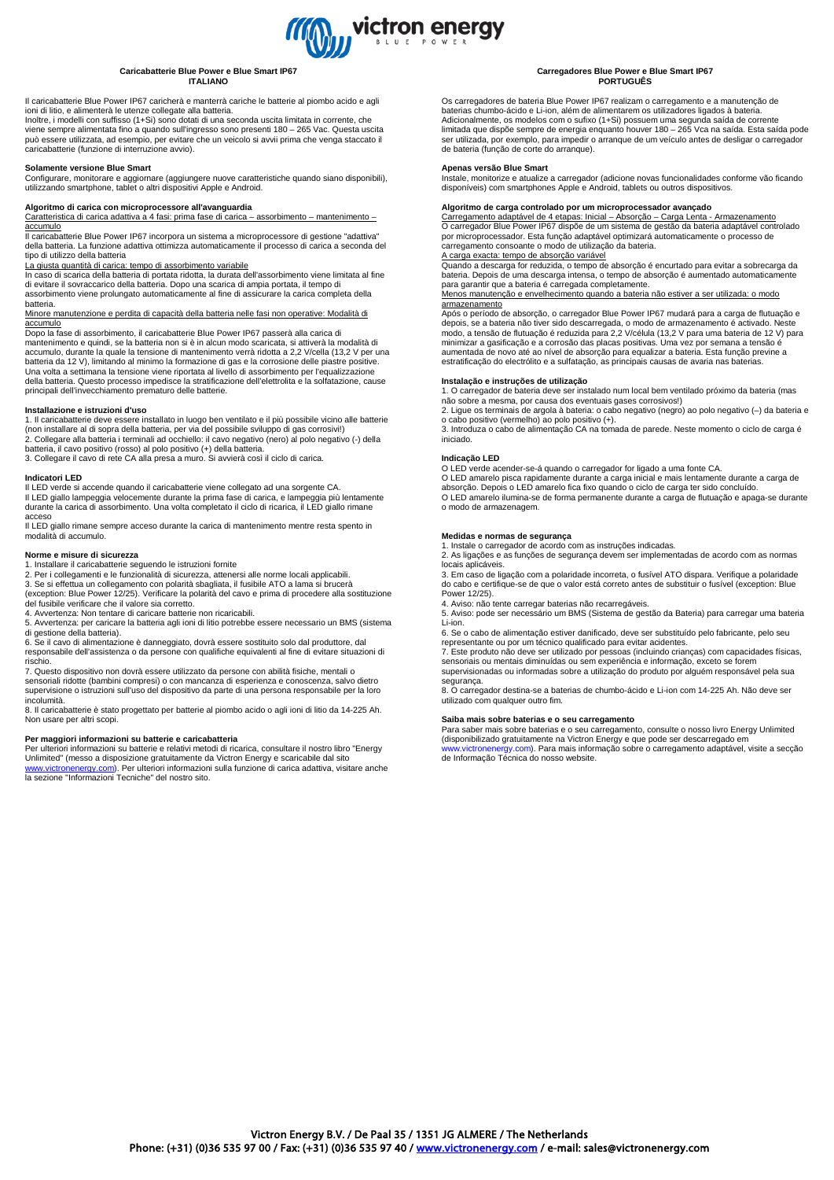## Caricabatterie Blue Power e Blue Smart IP67
**ITALIANO**

Il caricabatterie Blue Power IP67 caricherà e manterrà cariche le batterie al piombo acido e agli ioni di litio, e alimenterà le utenze collegate alla batteria.
Inoltre, i modelli con suffisso (1+Si) sono dotati di una seconda uscita limitata in corrente, che viene sempre alimentata fino a quando sull'ingresso sono presenti 180 – 265 Vac. Questa uscita può essere utilizzata, ad esempio, per evitare che un veicolo si avvii prima che venga staccato il caricabatterie (funzione di interruzione avvio).

**Solamente versione Blue Smart**
Configurare, monitorare e aggiornare (aggiungere nuove caratteristiche quando siano disponibili), utilizzando smartphone, tablet o altri dispositivi Apple e Android.

**Algoritmo di carica con microprocessore all'avanguardia**
Caratteristica di carica adattiva a 4 fasi: prima fase di carica – assorbimento – mantenimento – accumulo
Il caricabatterie Blue Power IP67 incorpora un sistema a microprocessore di gestione "adattiva" della batteria. La funzione adattiva ottimizza automaticamente il processo di carica a seconda del tipo di utilizzo della batteria
La giusta quantità di carica: tempo di assorbimento variabile
In caso di scarica della batteria di portata ridotta, la durata dell'assorbimento viene limitata al fine di evitare il sovraccarico della batteria. Dopo una scarica di ampia portata, il tempo di assorbimento viene prolungato automaticamente al fine di assicurare la carica completa della batteria.
Minore manutenzione e perdita di capacità della batteria nelle fasi non operative: Modalità di accumulo
Dopo la fase di assorbimento, il caricabatterie Blue Power IP67 passerà alla carica di mantenimento e quindi, se la batteria non si è in alcun modo scaricata, si attiverà la modalità di accumulo, durante la quale la tensione di mantenimento verrà ridotta a 2,2 V/cella (13,2 V per una batteria da 12 V), limitando al minimo la formazione di gas e la corrosione delle piastre positive. Una volta a settimana la tensione viene riportata al livello di assorbimento per l'equalizzazione della batteria. Questo processo impedisce la stratificazione dell'elettrolita e la solfatazione, cause principali dell'invecchiamento prematuro delle batterie.

**Installazione e istruzioni d'uso**
1. Il caricabatterie deve essere installato in luogo ben ventilato e il più possibile vicino alle batterie (non installare al di sopra della batteria, per via del possibile sviluppo di gas corrosivi!)
2. Collegare alla batteria i terminali ad occhiello: il cavo negativo (nero) al polo negativo (-) della batteria, il cavo positivo (rosso) al polo positivo (+) della batteria.
3. Collegare il cavo di rete CA alla presa a muro. Si avvierà così il ciclo di carica.

**Indicatori LED**
Il LED verde si accende quando il caricabatterie viene collegato ad una sorgente CA.
Il LED giallo lampeggia velocemente durante la prima fase di carica, e lampeggia più lentamente durante la carica di assorbimento. Una volta completato il ciclo di ricarica, il LED giallo rimane acceso
Il LED giallo rimane sempre acceso durante la carica di mantenimento mentre resta spento in modalità di accumulo.

**Norme e misure di sicurezza**
1. Installare il caricabatterie seguendo le istruzioni fornite
2. Per i collegamenti e le funzionalità di sicurezza, attenersi alle norme locali applicabili.
3. Se si effettua un collegamento con polarità sbagliata, il fusibile ATO a lama si brucerà (exception: Blue Power 12/25). Verificare la polarità del cavo e prima di procedere alla sostituzione del fusibile verificare che il valore sia corretto.
4. Avvertenza: Non tentare di caricare batterie non ricaricabili.
5. Avvertenza: per caricare la batteria agli ioni di litio potrebbe essere necessario un BMS (sistema di gestione della batteria).
6. Se il cavo di alimentazione è danneggiato, dovrà essere sostituito solo dal produttore, dal responsabile dell'assistenza o da persone con qualifiche equivalenti al fine di evitare situazioni di rischio.
7. Questo dispositivo non dovrà essere utilizzato da persone con abilità fisiche, mentali o sensoriali ridotte (bambini compresi) o con mancanza di esperienza e conoscenza, salvo dietro supervisione o istruzioni sull'uso del dispositivo da parte di una persona responsabile per la loro incolumità.
8. Il caricabatterie è stato progettato per batterie al piombo acido o agli ioni di litio da 14-225 Ah. Non usare per altri scopi.

**Per maggiori informazioni su batterie e caricabatteria**
Per ulteriori informazioni su batterie e relativi metodi di ricarica, consultare il nostro libro "Energy Unlimited" (messo a disposizione gratuitamente da Victron Energy e scaricabile dal sito www.victronenergy.com). Per ulteriori informazioni sulla funzione di carica adattiva, visitare anche la sezione "Informazioni Tecniche" del nostro sito.

## Carregadores Blue Power e Blue Smart IP67
**PORTUGUÊS**

Os carregadores de bateria Blue Power IP67 realizam o carregamento e a manutenção de baterias chumbo-ácido e Li-ion, além de alimentarem os utilizadores ligados à bateria.
Adicionalmente, os modelos com o sufixo (1+Si) possuem uma segunda saída de corrente limitada que dispõe sempre de energia enquanto houver 180 – 265 Vca na saída. Esta saída pode ser utilizada, por exemplo, para impedir o arranque de um veículo antes de desligar o carregador de bateria (função de corte do arranque).

**Apenas versão Blue Smart**
Instale, monitorize e atualize a carregador (adicione novas funcionalidades conforme vão ficando disponíveis) com smartphones Apple e Android, tablets ou outros dispositivos.

**Algoritmo de carga controlado por um microprocessador avançado**
Carregamento adaptável de 4 etapas: Inicial – Absorção – Carga Lenta - Armazenamento
O carregador Blue Power IP67 dispõe de um sistema de gestão da bateria adaptável controlado por microprocessador. Esta função adaptável optimizará automaticamente o processo de carregamento consoante o modo de utilização da bateria.
A carga exacta: tempo de absorção variável
Quando a descarga for reduzida, o tempo de absorção é encurtado para evitar a sobrecarga da bateria. Depois de uma descarga intensa, o tempo de absorção é aumentado automaticamente para garantir que a bateria é carregada completamente.
Menos manutenção e envelhecimento quando a bateria não estiver a ser utilizada: o modo armazenamento
Após o período de absorção, o carregador Blue Power IP67 mudará para a carga de flutuação e depois, se a bateria não tiver sido descarregada, o modo de armazenamento é activado. Neste modo, a tensão de flutuação é reduzida para 2,2 V/célula (13,2 V para uma bateria de 12 V) para minimizar a gasificação e a corrosão das placas positivas. Uma vez por semana a tensão é aumentada de novo até ao nível de absorção para equalizar a bateria. Esta função previne a estratificação do electrólito e a sulfatação, as principais causas de avaria nas baterias.

**Instalação e instruções de utilização**
1. O carregador de bateria deve ser instalado num local bem ventilado próximo da bateria (mas não sobre a mesma, por causa dos eventuais gases corrosivos!)
2. Ligue os terminais de argola à bateria: o cabo negativo (negro) ao polo negativo (–) da bateria e o cabo positivo (vermelho) ao polo positivo (+).
3. Introduza o cabo de alimentação CA na tomada de parede. Neste momento o ciclo de carga é iniciado.

**Indicação LED**
O LED verde acender-se-á quando o carregador for ligado a uma fonte CA.
O LED amarelo pisca rapidamente durante a carga inicial e mais lentamente durante a carga de absorção. Depois o LED amarelo fica fixo quando o ciclo de carga ter sido concluído.
O LED amarelo ilumina-se de forma permanente durante a carga de flutuação e apaga-se durante o modo de armazenagem.

**Medidas e normas de segurança**
1. Instale o carregador de acordo com as instruções indicadas.
2. As ligações e as funções de segurança devem ser implementadas de acordo com as normas locais aplicáveis.
3. Em caso de ligação com a polaridade incorreta, o fusível ATO dispara. Verifique a polaridade do cabo e certifique-se de que o valor está correto antes de substituir o fusível (exception: Blue Power 12/25).
4. Aviso: não tente carregar baterias não recarregáveis.
5. Aviso: pode ser necessário um BMS (Sistema de gestão da Bateria) para carregar uma bateria Li-ion.
6. Se o cabo de alimentação estiver danificado, deve ser substituído pelo fabricante, pelo seu representante ou por um técnico qualificado para evitar acidentes.
7. Este produto não deve ser utilizado por pessoas (incluindo crianças) com capacidades físicas, sensoriais ou mentais diminuídas ou sem experiência e informação, exceto se forem supervisionadas ou informadas sobre a utilização do produto por alguém responsável pela sua segurança.
8. O carregador destina-se a baterias de chumbo-ácido e Li-ion com 14-225 Ah. Não deve ser utilizado com qualquer outro fim.

**Saiba mais sobre baterias e o seu carregamento**
Para saber mais sobre baterias e o seu carregamento, consulte o nosso livro Energy Unlimited (disponibilizado gratuitamente na Victron Energy e que pode ser descarregado em www.victronenergy.com). Para mais informação sobre o carregamento adaptável, visite a secção de Informação Técnica do nosso website.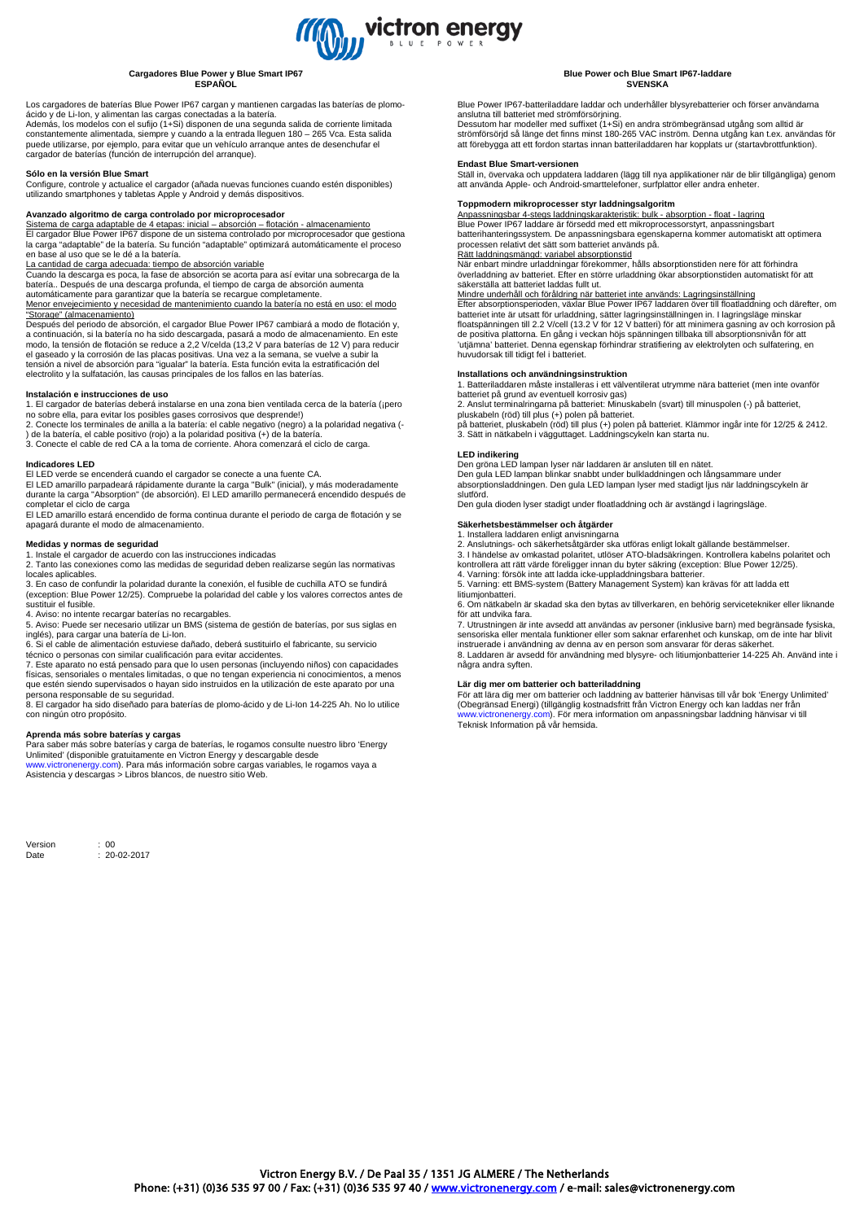## Cargadores Blue Power y Blue Smart IP67
**ESPAÑOL**

Los cargadores de baterías Blue Power IP67 cargan y mantienen cargadas las baterías de plomo-ácido y de Li-Ion, y alimentan las cargas conectadas a la batería.
Además, los modelos con el sufijo (1+Si) disponen de una segunda salida de corriente limitada constantemente alimentada, siempre y cuando a la entrada lleguen 180 – 265 Vca. Esta salida puede utilizarse, por ejemplo, para evitar que un vehículo arranque antes de desenchufar el cargador de baterías (función de interrupción del arranque).

**Sólo en la versión Blue Smart**
Configure, controle y actualice el cargador (añada nuevas funciones cuando estén disponibles) utilizando smartphones y tabletas Apple y Android y demás dispositivos.

**Avanzado algoritmo de carga controlado por microprocesador**
Sistema de carga adaptable de 4 etapas: inicial – absorción – flotación - almacenamiento
El cargador Blue Power IP67 dispone de un sistema controlado por microprocesador que gestiona la carga "adaptable" de la batería. Su función "adaptable" optimizará automáticamente el proceso en base al uso que se le dé a la batería.
La cantidad de carga adecuada: tiempo de absorción variable
Cuando la descarga es poca, la fase de absorción se acorta para así evitar una sobrecarga de la batería.. Después de una descarga profunda, el tiempo de carga de absorción aumenta automáticamente para garantizar que la batería se recargue completamente.
Menor envejecimiento y necesidad de mantenimiento cuando la batería no está en uso: el modo "Storage" (almacenamiento)
Después del periodo de absorción, el cargador Blue Power IP67 cambiará a modo de flotación y, a continuación, si la batería no ha sido descargada, pasará a modo de almacenamiento. En este modo, la tensión de flotación se reduce a 2,2 V/celda (13,2 V para baterías de 12 V) para reducir el gaseado y la corrosión de las placas positivas. Una vez a la semana, se vuelve a subir la tensión a nivel de absorción para "igualar" la batería. Esta función evita la estratificación del electrolito y la sulfatación, las causas principales de los fallos en las baterías.

**Instalación e instrucciones de uso**
1. El cargador de baterías deberá instalarse en una zona bien ventilada cerca de la batería (¡pero no sobre ella, para evitar los posibles gases corrosivos que desprende!)
2. Conecte los terminales de anilla a la batería: el cable negativo (negro) a la polaridad negativa (-) de la batería, el cable positivo (rojo) a la polaridad positiva (+) de la batería.
3. Conecte el cable de red CA a la toma de corriente. Ahora comenzará el ciclo de carga.

**Indicadores LED**
El LED verde se encenderá cuando el cargador se conecte a una fuente CA.
El LED amarillo parpadeará rápidamente durante la carga "Bulk" (inicial), y más moderadamente durante la carga "Absorption" (de absorción). El LED amarillo permanecerá encendido después de completar el ciclo de carga
El LED amarillo estará encendido de forma continua durante el periodo de carga de flotación y se apagará durante el modo de almacenamiento.

**Medidas y normas de seguridad**
1. Instale el cargador de acuerdo con las instrucciones indicadas
2. Tanto las conexiones como las medidas de seguridad deben realizarse según las normativas locales aplicables.
3. En caso de confundir la polaridad durante la conexión, el fusible de cuchilla ATO se fundirá (exception: Blue Power 12/25). Compruebe la polaridad del cable y los valores correctos antes de sustituir el fusible.
4. Aviso: no intente recargar baterías no recargables.
5. Aviso: Puede ser necesario utilizar un BMS (sistema de gestión de baterías, por sus siglas en inglés), para cargar una batería de Li-Ion.
6. Si el cable de alimentación estuviese dañado, deberá sustituirlo el fabricante, su servicio técnico o personas con similar cualificación para evitar accidentes.
7. Este aparato no está pensado para que lo usen personas (incluyendo niños) con capacidades físicas, sensoriales o mentales limitadas, o que no tengan experiencia ni conocimientos, a menos que estén siendo supervisados o hayan sido instruidos en la utilización de este aparato por una persona responsable de su seguridad.
8. El cargador ha sido diseñado para baterías de plomo-ácido y de Li-Ion 14-225 Ah. No lo utilice con ningún otro propósito.

**Aprenda más sobre baterías y cargas**
Para saber más sobre baterías y carga de baterías, le rogamos consulte nuestro libro 'Energy Unlimited' (disponible gratuitamente en Victron Energy y descargable desde www.victronenergy.com). Para más información sobre cargas variables, le rogamos vaya a Asistencia y descargas > Libros blancos, de nuestro sitio Web.

Version : 00
Date : 20-02-2017

## Blue Power och Blue Smart IP67-laddare
**SVENSKA**

Blue Power IP67-batteriladdare laddar och underhåller blysyrebatterier och förser användarna anslutna till batteriet med strömförsörjning.
Dessutom har modeller med suffixet (1+Si) en andra strömbegränsad utgång som alltid är strömförsörjd så länge det finns minst 180-265 VAC inström. Denna utgång kan t.ex. användas för att förebygga att ett fordon startas innan batteriladdaren har kopplats ur (startavbrottfunktion).

**Endast Blue Smart-versionen**
Ställ in, övervaka och uppdatera laddaren (lägg till nya applikationer när de blir tillgängliga) genom att använda Apple- och Android-smarttelefoner, surfplattor eller andra enheter.

**Toppmodern mikroprocesser styr laddningsalgoritm**
Anpassningsbar 4-stegs laddningskarakteristik: bulk - absorption - float - lagring
Blue Power IP67 laddare är försedd med ett mikroprocessorstyrt, anpassningsbart batterihanteringssystem. De anpassningsbara egenskaperna kommer automatiskt att optimera processen relativt det sätt som batteriet används på.
Rätt laddningsmängd: variabel absorptionstid
När enbart mindre urladdningar förekommer, hålls absorptionstiden nere för att förhindra överladdning av batteriet. Efter en större urladdning ökar absorptionstiden automatiskt för att säkerställa att batteriet laddas fullt ut.
Mindre underhåll och föråldring när batteriet inte används: Lagringsinställning
Efter absorptionsperioden, växlar Blue Power IP67 laddaren över till floatladdning och därefter, om batteriet inte är utsatt för urladdning, sätter lagringsinställningen in. I lagringsläge minskar floatspänningen till 2.2 V/cell (13.2 V för 12 V batteri) för att minimera gasning av och korrosion på de positiva plattorna. En gång i veckan höjs spänningen tillbaka till absorptionsnivån för att 'utjämna' batteriet. Denna egenskap förhindrar stratifiering av elektrolyten och sulfatering, en huvudorsak till tidigt fel i batteriet.

**Installations och användningsinstruktion**
1. Batteriladdaren måste installeras i ett välventilerat utrymme nära batteriet (men inte ovanför batteriet på grund av eventuell korrosiv gas)
2. Anslut terminalringarna på batteriet: Minuskabeln (svart) till minuspolen (-) på batteriet, pluskabeln (röd) till plus (+) polen på batteriet.
på batteriet, pluskabeln (röd) till plus (+) polen på batteriet. Klämmor ingår inte för 12/25 & 2412.
3. Sätt in nätkabeln i vägguttaget. Laddningscykeln kan starta nu.

**LED indikering**
Den gröna LED lampan lyser när laddaren är ansluten till en nätet.
Den gula LED lampan blinkar snabbt under bulkladdningen och långsammare under absorptionsladdningen. Den gula LED lampan lyser med stadigt ljus när laddningscykeln är slutförd.
Den gula dioden lyser stadigt under floatladdning och är avstängd i lagringsläge.

**Säkerhetsbestämmelser och åtgärder**
1. Installera laddaren enligt anvisningarna
2. Anslutnings- och säkerhetsåtgärder ska utföras enligt lokalt gällande bestämmelser.
3. I händelse av omkastad polaritet, utlöser ATO-bladsäkringen. Kontrollera kabelns polaritet och kontrollera att rätt värde föreligger innan du byter säkring (exception: Blue Power 12/25).
4. Varning: försök inte att ladda icke-uppladdningsbara batterier.
5. Varning: ett BMS-system (Battery Management System) kan krävas för att ladda ett litiumjonbatteri.
6. Om nätkabeln är skadad ska den bytas av tillverkaren, en behörig servicetekniker eller liknande för att undvika fara.
7. Utrustningen är inte avsedd att användas av personer (inklusive barn) med begränsade fysiska, sensoriska eller mentala funktioner eller som saknar erfarenhet och kunskap, om de inte har blivit instruerade i användning av denna av en person som ansvarar för deras säkerhet.
8. Laddaren är avsedd för användning med blysyre- och litiumjonbatterier 14-225 Ah. Använd inte i några andra syften.

**Lär dig mer om batterier och batteriladdning**
För att lära dig mer om batterier och laddning av batterier hänvisas till vår bok 'Energy Unlimited' (Obegränsad Energi) (tillgänglig kostnadsfritt från Victron Energy och kan laddas ner från www.victronenergy.com). För mera information om anpassningsbar laddning hänvisar vi till Teknisk Information på vår hemsida.

Victron Energy B.V. / De Paal 35 / 1351 JG ALMERE / The Netherlands
Phone: (+31) (0)36 535 97 00 / Fax: (+31) (0)36 535 97 40 / www.victronenergy.com / e-mail: sales@victronenergy.com